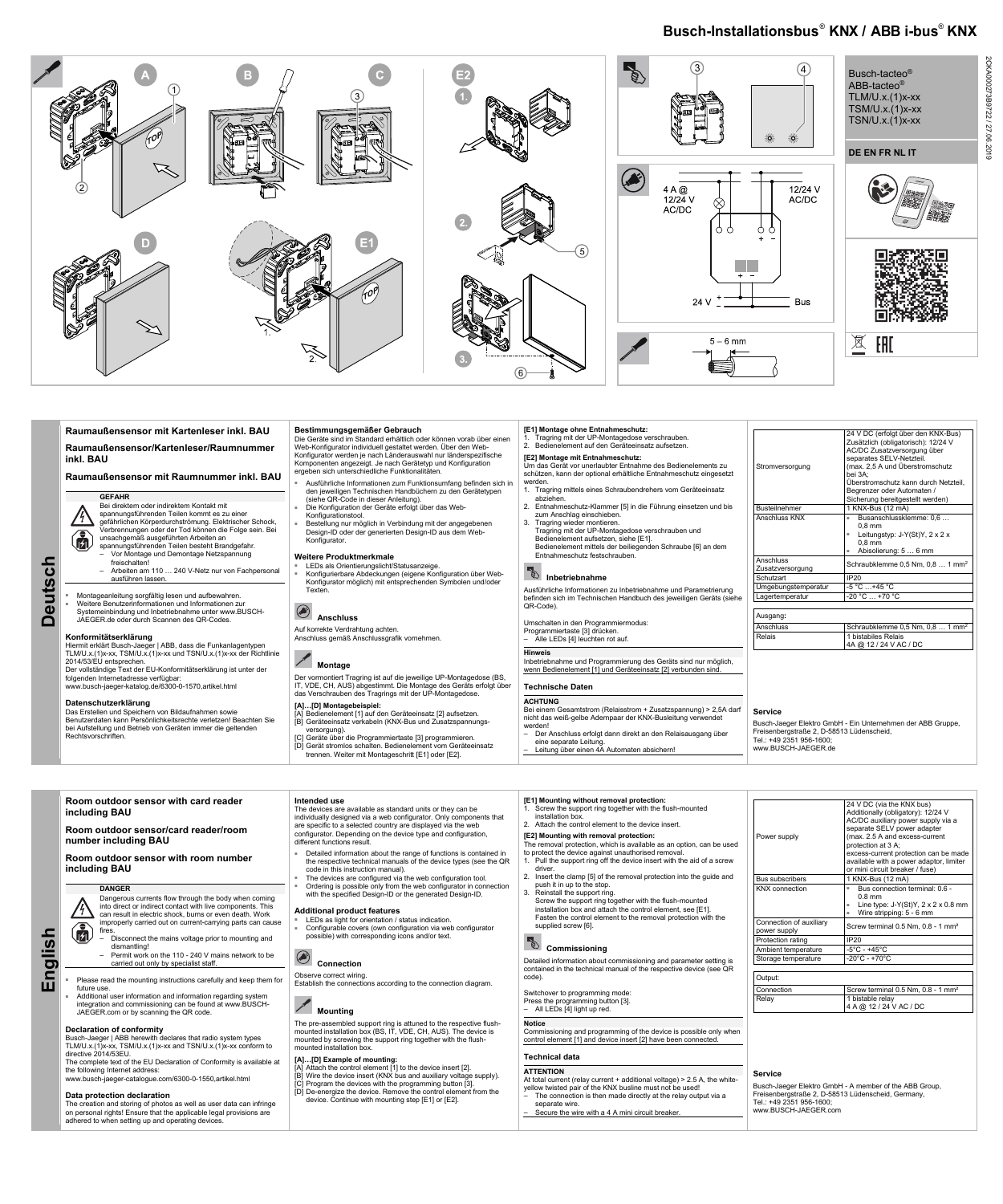# Busch-Installationsbus® KNX / ABB i-bus® KNX

Busch-tacteo®
ABB-tacteo®
TLM/U.x.(1)x-xx
TSM/U.x.(1)x-xx
TSN/U.x.(1)x-xx

**DE EN FR NL IT**

2CKA002373B9722 / 27.06.2019

4 A @ 12/24 V AC/DC — 12/24 V AC/DC — 24 V — Bus — 5 – 6 mm

# Deutsch

## Raumaußensensor mit Kartenleser inkl. BAU

## Raumaußensensor/Kartenleser/Raumnummer inkl. BAU

## Raumaußensensor mit Raumnummer inkl. BAU

**GEFAHR**

Bei direktem oder indirektem Kontakt mit spannungsführenden Teilen kommt es zu einer gefährlichen Körperdurchströmung. Elektrischer Schock, Verbrennungen oder der Tod können die Folge sein. Bei unsachgemäß ausgeführten Arbeiten an spannungsführenden Teilen besteht Brandgefahr.
- Vor Montage und Demontage Netzspannung freischalten!
- Arbeiten am 110 … 240 V-Netz nur von Fachpersonal ausführen lassen.

- Montageanleitung sorgfältig lesen und aufbewahren.
- Weitere Benutzerinformationen und Informationen zur Systemeinbindung und Inbetriebnahme unter www.BUSCH-JAEGER.de oder durch Scannen des QR-Codes.

### Konformitätserklärung

Hiermit erklärt Busch-Jaeger | ABB, dass die Funkanlagentypen TLM/U.x.(1)x-xx, TSM/U.x.(1)x-xx und TSN/U.x.(1)x-xx der Richtlinie 2014/53/EU entsprechen.
Der vollständige Text der EU-Konformitätserklärung ist unter der folgenden Internetadresse verfügbar:
www.busch-jaeger-katalog.de/6300-0-1570,artikel.html

### Datenschutzerklärung

Das Erstellen und Speichern von Bildaufnahmen sowie Benutzerdaten kann Persönlichkeitsrechte verletzen! Beachten Sie bei Aufstellung und Betrieb von Geräten immer die geltenden Rechtsvorschriften.

### Bestimmungsgemäßer Gebrauch

Die Geräte sind im Standard erhältlich oder können vorab über einen Web-Konfigurator individuell gestaltet werden. Über den Web-Konfigurator werden je nach Länderauswahl nur länderspezifische Komponenten angezeigt. Je nach Gerätetyp und Konfiguration ergeben sich unterschiedliche Funktionalitäten.
- Ausführliche Informationen zum Funktionsumfang befinden sich in den jeweiligen Technischen Handbüchern zu den Gerätetypen (siehe QR-Code in dieser Anleitung).
- Die Konfiguration der Geräte erfolgt über das Web-Konfigurationstool.
- Bestellung nur möglich in Verbindung mit der angegebenen Design-ID oder der generierten Design-ID aus dem Web-Konfigurator.

### Weitere Produktmerkmale

- LEDs als Orientierungslicht/Statusanzeige.
- Konfigurierbare Abdeckungen (eigene Konfiguration über Web-Konfigurator möglich) mit entsprechenden Symbolen und/oder Texten.

### Anschluss

Auf korrekte Verdrahtung achten.
Anschluss gemäß Anschlussgrafik vornehmen.

### Montage

Der vormontiert Tragring ist auf die jeweilige UP-Montagedose (BS, IT, VDE, CH, AUS) abgestimmt. Die Montage des Geräts erfolgt über das Verschrauben des Tragrings mit der UP-Montagedose.

**[A]…[D] Montagebeispiel:**
[A] Bedienelement [1] auf den Geräteeinsatz [2] aufsetzen.
[B] Geräteeinsatz verkabeln (KNX-Bus und Zusatzspannungs-versorgung).
[C] Geräte über die Programmiertaste [3] programmieren.
[D] Gerät stromlos schalten. Bedienelement vom Geräteeinsatz trennen. Weiter mit Montageschritt [E1] oder [E2].

**[E1] Montage ohne Entnahmeschutz:**
1. Tragring mit der UP-Montagedose verschrauben.
2. Bedienelement auf den Geräteeinsatz aufsetzen.

**[E2] Montage mit Entnahmeschutz:**
Um das Gerät vor unerlaubter Entnahme des Bedienelements zu schützen, kann der optional erhältliche Entnahmeschutz eingesetzt werden.
1. Tragring mittels eines Schraubendrehers vom Geräteeinsatz abziehen.
2. Entnahmeschutz-Klammer [5] in die Führung einsetzen und bis zum Anschlag einschieben.
3. Tragring wieder montieren.
   Tragring mit der UP-Montagedose verschrauben und Bedienelement aufsetzen, siehe [E1].
   Bedienelement mittels der beiliegenden Schraube [6] an dem Entnahmeschutz festschrauben.

### Inbetriebnahme

Ausführliche Informationen zu Inbetriebnahme und Parametrierung befinden sich im Technischen Handbuch des jeweiligen Geräts (siehe QR-Code).

Umschalten in den Programmiermodus:
Programmiertaste [3] drücken.
- Alle LEDs [4] leuchten rot auf.

**Hinweis**
Inbetriebnahme und Programmierung des Geräts sind nur möglich, wenn Bedienelement [1] und Geräteeinsatz [2] verbunden sind.

### Technische Daten

**ACHTUNG**
Bei einem Gesamtstrom (Relaisstrom + Zusatzspannung) > 2,5A darf nicht das weiß-gelbe Aderpaar der KNX-Busleitung verwendet werden!
- Der Anschluss erfolgt dann direkt an den Relaisausgang über eine separate Leitung.
- Leitung über einen 4A Automaten absichern!

| | |
|---|---|
| Stromversorgung | 24 V DC (erfolgt über den KNX-Bus) Zusätzlich (obligatorisch): 12/24 V AC/DC Zusatzversorgung über separates SELV-Netzteil. (max. 2,5 A und Überstromschutz bei 3A; Überstromschutz kann durch Netzteil, Begrenzer oder Automaten / Sicherung bereitgestellt werden) |
| Busteilnehmer | 1 KNX-Bus (12 mA) |
| Anschluss KNX | ▪ Busanschlussklemme: 0,6 … 0,8 mm ▪ Leitungstyp: J-Y(St)Y, 2 x 2 x 0,8 mm ▪ Abisolierung: 5 … 6 mm |
| Anschluss Zusatzversorgung | Schraubklemme 0,5 Nm, 0,8 … 1 mm² |
| Schutzart | IP20 |
| Umgebungstemperatur | -5 °C …+45 °C |
| Lagertemperatur | -20 °C … +70 °C |

| Ausgang: | |
|---|---|
| Anschluss | Schraubklemme 0,5 Nm, 0,8 … 1 mm² |
| Relais | 1 bistabiles Relais 4A @ 12 / 24 V AC / DC |

### Service

Busch-Jaeger Elektro GmbH - Ein Unternehmen der ABB Gruppe,
Freisenbergstraße 2, D-58513 Lüdenscheid,
Tel.: +49 2351 956-1600;
www.BUSCH-JAEGER.de

# English

## Room outdoor sensor with card reader including BAU

## Room outdoor sensor/card reader/room number including BAU

## Room outdoor sensor with room number including BAU

**DANGER**

Dangerous currents flow through the body when coming into direct or indirect contact with live components. This can result in electric shock, burns or even death. Work improperly carried out on current-carrying parts can cause fires.
- Disconnect the mains voltage prior to mounting and dismantling!
- Permit work on the 110 - 240 V mains network to be carried out only by specialist staff.

- Please read the mounting instructions carefully and keep them for future use.
- Additional user information and information regarding system integration and commissioning can be found at www.BUSCH-JAEGER.com or by scanning the QR code.

### Declaration of conformity

Busch-Jaeger | ABB herewith declares that radio system types TLM/U.x.(1)x-xx, TSM/U.x.(1)x-xx and TSN/U.x.(1)x-xx conform to directive 2014/53EU.
The complete text of the EU Declaration of Conformity is available at the following Internet address:
www.busch-jaeger-catalogue.com/6300-0-1550,artikel.html

### Data protection declaration

The creation and storing of photos as well as user data can infringe on personal rights! Ensure that the applicable legal provisions are adhered to when setting up and operating devices.

### Intended use

The devices are available as standard units or they can be individually designed via a web configurator. Only components that are specific to a selected country are displayed via the web configurator. Depending on the device type and configuration, different functions result.
- Detailed information about the range of functions is contained in the respective technical manuals of the device types (see the QR code in this instruction manual).
- The devices are configured via the web configuration tool.
- Ordering is possible only from the web configurator in connection with the specified Design-ID or the generated Design-ID.

### Additional product features

- LEDs as light for orientation / status indication.
- Configurable covers (own configuration via web configurator possible) with corresponding icons and/or text.

### Connection

Observe correct wiring.
Establish the connections according to the connection diagram.

### Mounting

The pre-assembled support ring is attuned to the respective flush-mounted installation box (BS, IT, VDE, CH, AUS). The device is mounted by screwing the support ring together with the flush-mounted installation box.

**[A]…[D] Example of mounting:**
[A] Attach the control element [1] to the device insert [2].
[B] Wire the device insert (KNX bus and auxiliary voltage supply).
[C] Program the devices with the programming button [3].
[D] De-energize the device. Remove the control element from the device. Continue with mounting step [E1] or [E2].

**[E1] Mounting without removal protection:**
1. Screw the support ring together with the flush-mounted installation box.
2. Attach the control element to the device insert.

**[E2] Mounting with removal protection:**
The removal protection, which is available as an option, can be used to protect the device against unauthorised removal.
1. Pull the support ring off the device insert with the aid of a screw driver.
2. Insert the clamp [5] of the removal protection into the guide and push it in up to the stop.
3. Reinstall the support ring.
   Screw the support ring together with the flush-mounted installation box and attach the control element, see [E1].
   Fasten the control element to the removal protection with the supplied screw [6].

### Commissioning

Detailed information about commissioning and parameter setting is contained in the technical manual of the respective device (see QR code).

Switchover to programming mode:
Press the programming button [3].
- All LEDs [4] light up red.

**Notice**
Commissioning and programming of the device is possible only when control element [1] and device insert [2] have been connected.

### Technical data

**ATTENTION**
At total current (relay current + additional voltage) > 2.5 A, the white-yellow twisted pair of the KNX busline must not be used!
- The connection is then made directly at the relay output via a separate wire.
- Secure the wire with a 4 A mini circuit breaker.

| | |
|---|---|
| Power supply | 24 V DC (via the KNX bus) Additionally (obligatory): 12/24 V AC/DC auxiliary power supply via a separate SELV power adapter (max. 2.5 A and excess-current protection at 3 A; excess-current protection can be made available with a power adapter, limiter or mini circuit breaker / fuse) |
| Bus subscribers | 1 KNX-Bus (12 mA) |
| KNX connection | ▪ Bus connection terminal: 0.6 - 0.8 mm ▪ Line type: J-Y(St)Y, 2 x 2 x 0.8 mm ▪ Wire stripping: 5 - 6 mm |
| Connection of auxiliary power supply | Screw terminal 0.5 Nm, 0.8 - 1 mm² |
| Protection rating | IP20 |
| Ambient temperature | -5°C - +45°C |
| Storage temperature | -20°C - +70°C |

| Output: | |
|---|---|
| Connection | Screw terminal 0.5 Nm, 0.8 - 1 mm² |
| Relay | 1 bistable relay 4 A @ 12 / 24 V AC / DC |

### Service

Busch-Jaeger Elektro GmbH - A member of the ABB Group,
Freisenbergstraße 2, D-58513 Lüdenscheid, Germany,
Tel.: +49 2351 956-1600;
www.BUSCH-JAEGER.com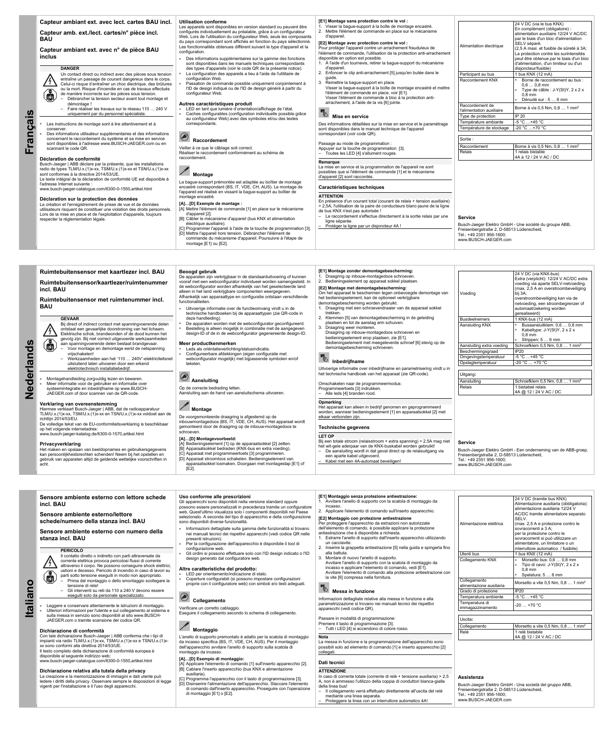# Français

## Capteur ambiant ext. avec lect. cartes BAU incl.

## Capteur amb. ext./lect. cartes/n° pièce incl. BAU

## Capteur ambiant ext. avec n° de pièce BAU inclus

**DANGER**

Un contact direct ou indirect avec des pièces sous tension entraîne un passage de courant dangereux dans le corps. Celui-ci risque d'entraîner un choc électrique, des brûlures ou la mort. Risque d'incendie en cas de travaux effectués de manière incorrecte sur les pièces sous tension.
– Débrancher la tension secteur avant tout montage et démontage !
– Faire réaliser les travaux sur le réseau 110 … 240 V uniquement par du personnel spécialiste.

- Les instructions de montage sont à lire attentivement et à conserver.
- Des informations utilisateur supplémentaires et des informations concernant le raccordement du système et sa mise en service sont disponibles à l'adresse www.BUSCH-JAEGER.com ou en scannant le code QR.

### Déclaration de conformité

Busch-Jaeger | ABB déclare par la présente, que les installations radio de types TLM/U.x.(1)x-xx, TSM/U.x.(1)x-xx et TSN/U.x.(1)x-xx sont conformes à la directive 2014/53/UE.
Le texte intégral de la déclaration de conformité UE est disponible à l'adresse Internet suivante :
www.busch-jaeger-catalogue.com/6300-0-1550,artikel.html

### Déclaration sur la protection des données

La création et l'enregistrement de prises de vue et de données utilisateurs risquent de constituer une violation des droits personnels. Lors de la mise en place et de l'exploitation d'appareils, toujours respecter la réglementation légale.

### Utilisation conforme

Les appareils sont disponibles en version standard ou peuvent être configurés individuellement au préalable, grâce à un configurateur Web. Lors de l'utilisation du configurateur Web, seuls les composants du pays correspondant sont affichés en fonction du pays sélectionné. Les fonctionnalités obtenues diffèrent suivant le type d'appareil et la configuration.

- Des informations supplémentaires sur la gamme des fonctions sont disponibles dans les manuels techniques correspondants des types d'appareils (voir le code QR de la présente notice).
- La configuration des appareils a lieu à l'aide de l'utilitaire de configuration Web.
- Passation de commande possible uniquement conjointement à l'ID de design indiqué ou de l'ID de design généré à partir du configurateur Web.

### Autres caractéristiques produit

- LED en tant que lumière d'orientation/affichage de l'état.
- Caches configurables (configuration individuelle possible grâce au configurateur Web) avec des symboles et/ou des textes correspondants.

### Raccordement

Veiller à ce que le câblage soit correct.
Réaliser le raccordement conformément au schéma de raccordement.

### Montage

La bague-support prémontée est adaptée au boîtier de montage encastré correspondant (BS, IT, VDE, CH, AUS). Le montage de l'appareil est réalisé en vissant la bague-support au boîtier de montage encastré.

**[A]…[D] Exemple de montage :**

[A] Mettre l'élément de commande [1] en place sur le mécanisme d'appareil [2].
[B] Câbler le mécanisme d'appareil (bus KNX et alimentation électrique auxiliaire).
[C] Programmer l'appareil à l'aide de la touche de programmation [3].
[D] Mettre l'appareil hors tension. Débrancher l'élément de commande du mécanisme d'appareil. Poursuivre à l'étape de montage [E1] ou [E2].

**[E1] Montage sans protection contre le vol :**

1. Visser la bague-support à la boîte de montage encastré.
2. Mettre l'élément de commande en place sur le mécanisme d'appareil.

**[E2] Montage avec protection contre le vol :**

Pour protéger l'appareil contre un arrachement frauduleux de l'élément de commande, l'utilisation de la protection anti-arrachement disponible en option est possible.

1. À l'aide d'un tournevis, retirer la bague-support du mécanisme d'appareil.
2. Enfoncer le clip anti-arrachement [5] jusqu'en butée dans le guide.
3. Remettre la bague-support en place.
   Visser la bague-support à la boîte de montage encastré et mettre l'élément de commande en place, voir [E1].
   Visser l'élément de commande à l'aide de la protection anti-arrachement, à l'aide de la vis [6] jointe.

### Mise en service

Des informations détaillées sur la mise en service et le paramétrage sont disponibles dans le manuel technique de l'appareil correspondant (voir code QR).

Passage au mode de programmation :
Appuyer sur la touche de programmation [3].
– Toutes les LED [4] s'allument rouges.

**Remarque**

La mise en service et la programmation de l'appareil ne sont possibles que si l'élément de commande [1] et le mécanisme d'appareil [2] sont raccordés.

### Caractéristiques techniques

**ATTENTION**

En présence d'un courant total (courant de relais + tension auxiliaire) > 2,5A, l'utilisation de la paire de conducteurs blanc-jaune de la ligne de bus KNX n'est pas autorisée !
– Le raccordement s'effectue directement à la sortie relais par une ligne séparée.
– Protéger la ligne par un disjoncteur 4A !

| | |
|---|---|
| Alimentation électrique | 24 V DC (via le bus KNX) En complément (obligatoire) : alimentation auxiliaire 12/24 V AC/DC par le biais d'un bloc d'alimentation SELV séparé. (2,5 A maxi. et fusible de sûreté à 3A; La protection contre les surintensités peut être obtenue par le biais d'un bloc d'alimentation, d'un limiteur ou d'un disjoncteur/fusible) |
| Participant au bus | 1 bus KNX (12 mA) |
| Raccordement KNX | ▪ Borne de raccordement au bus : 0,6 … 0,8 mm ▪ Type de câble : J-Y(St)Y, 2 x 2 x 0,8 mm ▪ Dénudé sur : 5 … 6 mm |
| Raccordement de l'alimentation auxiliaire | Borne à vis 0,5 Nm, 0,8 … 1 mm² |
| Type de protection | IP 20 |
| Température ambiante | -5 °C …+45 °C |
| Température de stockage | -20 °C …+70 °C |

| Sortie : | |
|---|---|
| Raccordement | Borne à vis 0,5 Nm, 0,8 … 1 mm² |
| Relais | 1 relais bistable 4A à 12 / 24 V AC / DC |

### Service

Busch-Jaeger Elektro GmbH - Une société du groupe ABB,
Freisenbergstraße 2, D-58513 Lüdenscheid,
Tél.: +49 2351 956-1600;
www.BUSCH-JAEGER.com

# Nederlands

## Ruimtebuitensensor met kaartlezer incl. BAU

## Ruimtebuitensensor/kaartlezer/ruimtenummer incl. BAU

## Ruimtebuitensensor met ruimtenummer incl. BAU

**GEVAAR**

Bij direct of indirect contact met spanningvoerende delen ontstaat een gevaarlijke doorstroming van het lichaam. Elektrische schok, brandwonden of de dood kunnen het gevolg zijn. Bij niet correct uitgevoerde werkzaamheden aan spanningvoerende delen bestaat brandgevaar.
– Voor montage en demontage eerst de netspanning vrijschakelen!
– Werkzaamheden aan het '110 … 240V'-elektriciteitsnet uitsluitend laten uitvoeren door een erkend elektrotechnisch installatiebedrijf.

- Montagehandleiding zorgvuldig lezen en bewaren.
- Meer informatie voor de gebruiker en informatie over systeemintegratie en inbedrijfname op www.BUSCH-JAEGER.com of door scannen van de QR-code.

### Verklaring van overeenstemming

Hiermee verklaart Busch-Jaeger | ABB, dat de radioapparatuur TLM/U.x.(1)x-xx, TSM/U.x.(1)x-xx en TSN/U.x.(1)x-xx voldoet aan de richtlijn 2014/53/EU.
De volledige tekst van de EU-conformiteitsverklaring is beschikbaar op het volgende internetadres:
www.busch-jaeger-katalog.de/6300-0-1570,artikel.html

### Privacyverklaring

Het maken en opslaan van beeldopnames en gebruikersgegevens kan persoonlijkheidsrechten schenden! Neem bij het opstellen en gebruik van apparaten altijd de geldende wettelijke voorschriften in acht.

### Beoogd gebruik

De apparaten zijn verkrijgbaar in de standaarduitvoering of kunnen vooraf met een webconfigurator individueel worden samengesteld. In de webconfigurator worden afhankelijk van het geselecteerde land alleen in het land verkrijgbare componenten weergegeven. Afhankelijk van apparaattype en configuratie ontstaan verschillende functionaliteiten.

- Uitvoerige informatie over de functieomvang vindt u in de technische handboeken bij de apparaattypen (zie QR-code in deze handleiding).
- De apparaten worden met de webconfigurator geconfigureerd.
- Bestelling is alleen mogelijk in combinatie met de aangegeven design-ID of de in de webconfigurator gegenereerde design-ID.

### Meer productkenmerken

- Leds als oriëntatieverlichting/statusindicatie.
- Configureerbare afdekkingen (eigen configuratie met webconfigurator mogelijk) met bijpassende symbolen en/of teksten.

### Aansluiting

Op de correcte bedrading letten.
Aansluiting aan de hand van aansluitschema uitvoeren.

### Montage

De voorgemonteerde draagring is afgestemd op de inbouwmontagedoos (BS, IT, VDE, CH, AUS). Het apparaat wordt gemonteerd door de draagring op de inbouw-montagedoos te schroeven.

**[A]…[D] Montagevoorbeeld:**

[A] Bedieningselement [1] op de apparaatsokkel [2] zetten.
[B] Apparaatsokkel bedraden (KNX-bus en extra voeding).
[C] Apparaat met programmeertoets [3] programmeren.
[D] Apparaat stroomloos schakelen. Bedieningselement van apparaatsokkel losmaken. Doorgaan met montagestap [E1] of [E2].

**[E1] Montage zonder demontagebescherming:**

1. Draagring op inbouw-montagedoos schroeven.
2. Bedieningselement op apparaat sokkel plaatsen.

**[E2] Montage met demontagebescherming:**

Om het apparaat te beschermen tegen onbevoegde demontage van het bedieningselement, kan de optioneel verkrijgbare demontagebescherming worden gebruikt.

1. Draagring met een schroevendraaier van de apparaat sokkel trekken.
2. Klemmen [5] van demontagebescherming in de geleiding plaatsen en tot de aanslag erin schuiven.
3. Draagring weer monteren.
   Draagring op inbouw-montagedoos schroeven en bedieningselement erop plaatsen, zie [E1].
   Bedieningselement met meegeleverde schroef [6] stevig op de demontagebescherming schroeven.

### Inbedrijfname

Uitvoerige informatie over inbedrijfname en parametrisering vindt u in het technische handboek van het apparaat (zie QR-code).

Omschakelen naar de programmeermodus:
Programmeertoets [3] indrukken.
– Alle leds [4] branden rood.

**Opmerking**

Het apparaat kan alleen in bedrijf genomen en geprogrammeerd worden, wanneer bedieningselement [1] en apparaatsokkel [2] met elkaar verbonden zijn.

### Technische gegevens

**LET OP**

Bij een totale stroom (relaisstroom + extra spanning) > 2,5A mag niet het wit-gele aderpaar van de KNX-buskabel worden gebruikt!
– De aansluiting wordt in dat geval direct op de relaisuitgang via een aparte kabel uitgevoerd.
– Kabel met een 4A-automaat beveiligen!

| | |
|---|---|
| Voeding | 24 V DC (via KNX-bus) Extra (verplicht): 12/24 V AC/DC extra voeding via aparte SELV-netvoeding. (max. 2,5 A en overstroombeveiliging bij 3A; overstroombeveiliging kan via de netvoeding, een stroombegrenzer of automaat/zekering worden gerealiseerd) |
| Busdeelnemers | 1 KNX-bus (12 mA) |
| Aansluiting KNX | ▪ Busaansluitklem: 0,6 … 0,8 mm ▪ Kabeltype: J-Y(St)Y, 2 x 2 x 0,8 mm ▪ Strippen: 5 … 6 mm |
| Aansluiting extra voeding | Schroefklem 0,5 Nm, 0,8 … 1 mm² |
| Beschermingsgraad | IP20 |
| Omgevingstemperatuur | -5 °C …+45 °C |
| Opslagtemperatuur | -20 °C … +70 °C |

| Uitgang: | |
|---|---|
| Aansluiting | Schroefklem 0,5 Nm, 0,8 … 1 mm² |
| Relais | 1 bistabiel relais 4A @ 12 / 24 V AC / DC |

### Service

Busch-Jaeger Elektro GmbH - Een onderneming van de ABB-groep,
Freisenbergstraße 2, D-58513 Lüdenscheid,
Tel.: +49 2351 956-1600;
www.BUSCH-JAEGER.com

# Italiano

## Sensore ambiente esterno con lettore schede incl. BAU

## Sensore ambiente esterno/lettore schede/numero della stanza incl. BAU

## Sensore ambiente esterno con numero della stanza incl. BAU

**PERICOLO**

Il contatto diretto o indiretto con parti attraversate da corrente elettrica provoca pericolosi flussi di corrente attraverso il corpo. Ne possono conseguire shock elettrici, ustioni e decesso. Pericolo di incendio in caso di lavori su parti sotto tensione eseguiti in modo non appropriato.
– Prima del montaggio o dello smontaggio scollegare la tensione di rete!
– Gli interventi su reti da 110 a 240 V devono essere eseguiti solo da personale specializzato.

- Leggere e conservare attentamente le istruzioni di montaggio.
- Ulteriori informazioni per l'utente e sul collegamento al sistema e sulla messa in servizio sono disponibili al sito www.BUSCH-JAEGER.com o tramite scansione del codice QR.

### Dichiarazione di conformità

Con tale dichiarazione Busch-Jaeger | ABB conferma che i tipi di impianti via radio TLM/U.x.(1)x-xx, TSM/U.x.(1)x-xx e TSN/U.x.(1)x-xx sono conformi alla direttiva 2014/53/UE.
Il testo completo della dichiarazione di conformità europea è disponibile al seguente indirizzo web:
www.busch-jaeger-catalogue.com/6300-0-1550,artikel.html

### Dichiarazione relativa alla tutela della privacy

La creazione e la memorizzazione di immagini e dati utente può ledere i diritti della privacy. Osservare sempre le disposizioni di legge vigenti per l'installazione e il l'uso degli apparecchi.

### Uso conforme alle prescrizioni

Gli apparecchi sono disponibili nella versione standard oppure possono essere personalizzati in precedenza tramite un configuratore web. Quest'ultimo visualizza solo i componenti disponibili nel Paese selezionato. A seconda del tipo di apparecchio e della configurazione sono disponibili diverse funzionalità.

- Informazioni dettagliate sulla gamma delle funzionalità si trovano nei manuali tecnici dei rispettivi apparecchi (vedi codice QR nelle presenti istruzioni).
- Per la configurazione dell'apparecchio è disponibile il tool di configurazione web.
- Gli ordini si possono effettuare solo con l'ID design indicato o l'ID design generato dal configuratore web.

### Altre caratteristiche del prodotto:

- LED per orientamento/indicazione di stato.
- Coperture configurabili (si possono impostare configurazioni proprie con il configuratore web) con simboli e/o testi adeguati.

### Collegamento

Verificare un corretto cablaggio.
Eseguire il collegamento secondo lo schema di collegamento.

### Montaggio

L'anello di supporto premontato è adatto per la scatola di montaggio da incasso specifica (BS, IT, VDE, CH, AUS). Per il montaggio dell'apparecchio avvitare l'anello di supporto sulla scatola di montaggio da incasso.

**[A]…[D] Esempio di montaggio:**

[A] Applicare l'elemento di comando [1] sull'inserto apparecchio [2].
[B] Cablare l'inserto apparecchio (bus KNX e alimentazione ausiliaria).
[C] Programma l'apparecchio con il tasto di programmazione [3].
[D] Disinserire l'alimentazione dell'apparecchio. Staccare l'elemento di comando dall'inserto apparecchio. Proseguire con l'operazione di montaggio [E1] o [E2].

**[E1] Montaggio senza protezione antiestrazione:**

1. Avvitare l'anello di supporto con la scatola di montaggio da incasso.
2. Applicare l'elemento di comando sull'inserto apparecchio.

**[E2] Montaggio con protezione antiestrazione**

Per proteggere l'apparecchio da estrazioni non autorizzate dell'elemento di comando, è possibile applicare la protezione antiestrazione che è disponibile a richiesta.

1. Estrarre l'anello di supporto dall'inserto apparecchio utilizzando un cacciavite.
2. Inserire la grappetta antiestrazione [5] nella guida e spingerla fino alla battuta.
3. Montare di nuovo l'anello di supporto.
   Avvitare l'anello di supporto con la scatola di montaggio da incasso e applicare l'elemento di comando, vedi [E1].
   Avvitare l'elemento di comando alla protezione antiestrazione con la vite [6] compresa nella fornitura.

### Messa in funzione

Informazioni dettagliate relative alla messa in funzione e alla parametrizzazione si trovano nei manuali tecnici dei rispettivi apparecchi (vedi codice QR).

Passare in modalità di programmazione:
Premere il tasto di programmazione [3].
– Tutti i LED [4] si accendono di colore rosso.

**Nota**

La messa in funzione e la programmazione dell'apparecchio sono possibili solo ad elemento di comando [1] e inserto apparecchio [2] collegati.

### Dati tecnici

**ATTENZIONE**

In caso di corrente totale (corrente di relè + tensione ausiliaria) > 2,5 A, non è ammesso l'utilizzo della coppia di conduttori bianca-gialla della linea bus!
– Il collegamento verrà effettuato direttamente all'uscita del relè mediante una linea separata.
– Proteggere la linea con un interruttore automatico 4A!

| | |
|---|---|
| Alimentazione elettrica | 24 V DC (tramite bus KNX) Alimentazione ausiliaria (obbligatoria): alimentazione ausiliaria 12/24 V AC/DC tramite alimentatore separato SELV. (max. 2,5 A e protezione contro le sovracorrenti a 3 A; per la protezione contro le sovracorrenti si può utilizzare un alimentatore, un limitatore o un interruttore automatico / fusibile) |
| Utenti bus | 1 bus KNX (12 mA) |
| Collegamento KNX | ▪ Morsetto bus: 0,6 … 0,8 mm ▪ Tipo di cavo: J-Y(St)Y, 2 x 2 x 0,8 mm ▪ Spelatura: 5 … 6 mm |
| Collegamento alimentazione ausiliaria | Morsetto a vite 0,5 Nm, 0,8 … 1 mm² |
| Grado di protezione | IP20 |
| Temperatura ambiente | -5 °C …+45 °C |
| Temperatura di immagazzinamento | -20 … +70 °C |

| Uscita: | |
|---|---|
| Collegamento | Morsetto a vite 0,5 Nm, 0,8 … 1 mm² |
| Relè | 1 relè bistabile 4A @ 12 / 24 V AC / DC |

### Assistenza

Busch-Jaeger Elektro GmbH - Una società del gruppo ABB,
Freisenbergstraße 2, D-58513 Lüdenscheid,
Tel.: +49 2351 956-1600;
www.BUSCH-JAEGER.com